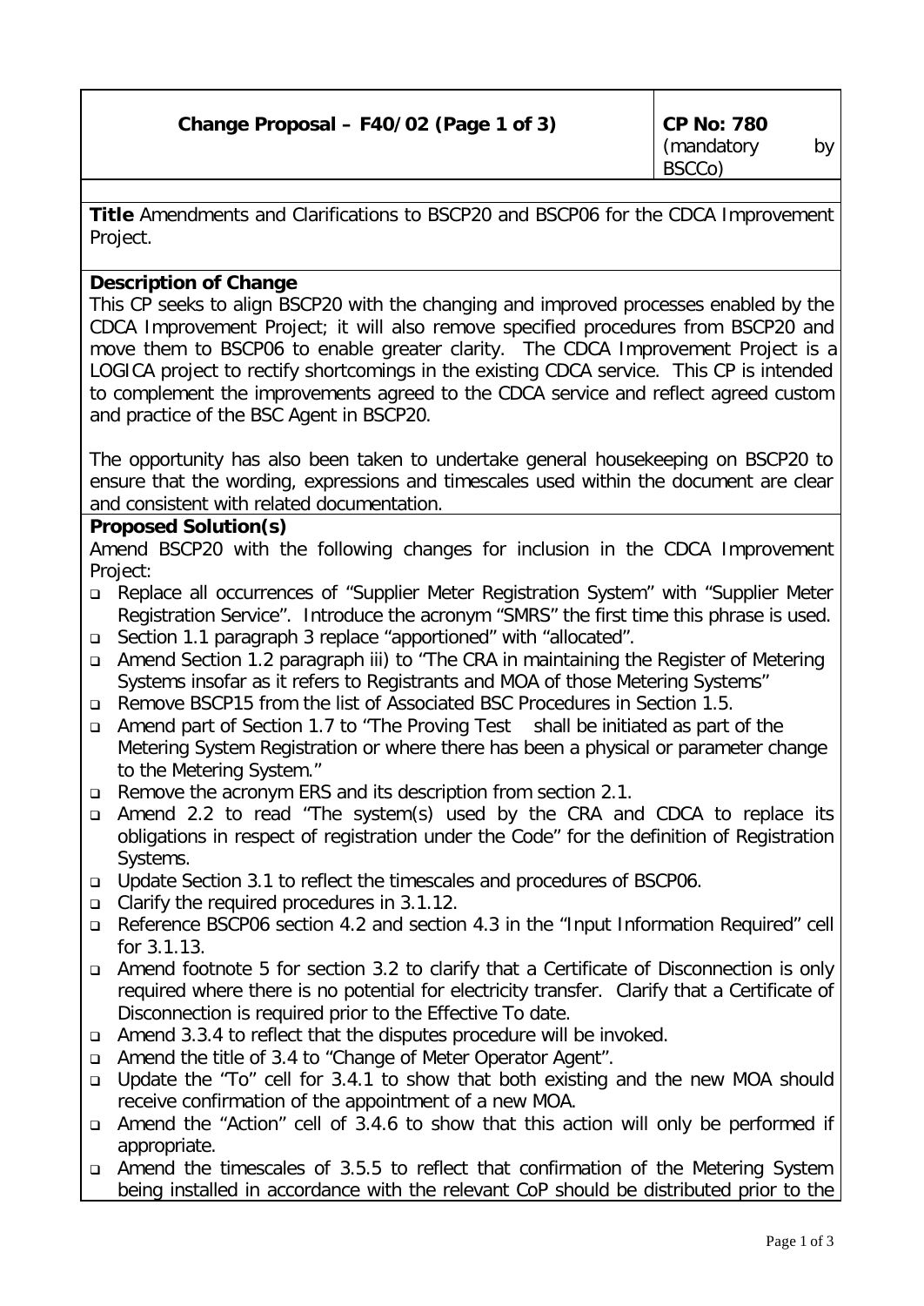| Change Proposal – F40/02 (Page 1 of 3) | CP No: 780 (mandatory by BSCCo) |
| --- | --- |

**Title** Amendments and Clarifications to BSCP20 and BSCP06 for the CDCA Improvement Project.

**Description of Change**

This CP seeks to align BSCP20 with the changing and improved processes enabled by the CDCA Improvement Project; it will also remove specified procedures from BSCP20 and move them to BSCP06 to enable greater clarity. The CDCA Improvement Project is a LOGICA project to rectify shortcomings in the existing CDCA service. This CP is intended to complement the improvements agreed to the CDCA service and reflect agreed custom and practice of the BSC Agent in BSCP20.

The opportunity has also been taken to undertake general housekeeping on BSCP20 to ensure that the wording, expressions and timescales used within the document are clear and consistent with related documentation.

**Proposed Solution(s)**

Amend BSCP20 with the following changes for inclusion in the CDCA Improvement Project:

- Replace all occurrences of "Supplier Meter Registration System" with "Supplier Meter Registration Service". Introduce the acronym "SMRS" the first time this phrase is used.
- Section 1.1 paragraph 3 replace "apportioned" with "allocated".
- Amend Section 1.2 paragraph iii) to "The CRA in maintaining the Register of Metering Systems insofar as it refers to Registrants and MOA of those Metering Systems"
- Remove BSCP15 from the list of Associated BSC Procedures in Section 1.5.
- Amend part of Section 1.7 to "The Proving Test shall be initiated as part of the Metering System Registration or where there has been a physical or parameter change to the Metering System."
- Remove the acronym ERS and its description from section 2.1.
- Amend 2.2 to read "The system(s) used by the CRA and CDCA to replace its obligations in respect of registration under the Code" for the definition of Registration Systems.
- Update Section 3.1 to reflect the timescales and procedures of BSCP06.
- Clarify the required procedures in 3.1.12.
- Reference BSCP06 section 4.2 and section 4.3 in the "Input Information Required" cell for 3.1.13.
- Amend footnote 5 for section 3.2 to clarify that a Certificate of Disconnection is only required where there is no potential for electricity transfer. Clarify that a Certificate of Disconnection is required prior to the Effective To date.
- Amend 3.3.4 to reflect that the disputes procedure will be invoked.
- Amend the title of 3.4 to "Change of Meter Operator Agent".
- Update the "To" cell for 3.4.1 to show that both existing and the new MOA should receive confirmation of the appointment of a new MOA.
- Amend the "Action" cell of 3.4.6 to show that this action will only be performed if appropriate.
- Amend the timescales of 3.5.5 to reflect that confirmation of the Metering System being installed in accordance with the relevant CoP should be distributed prior to the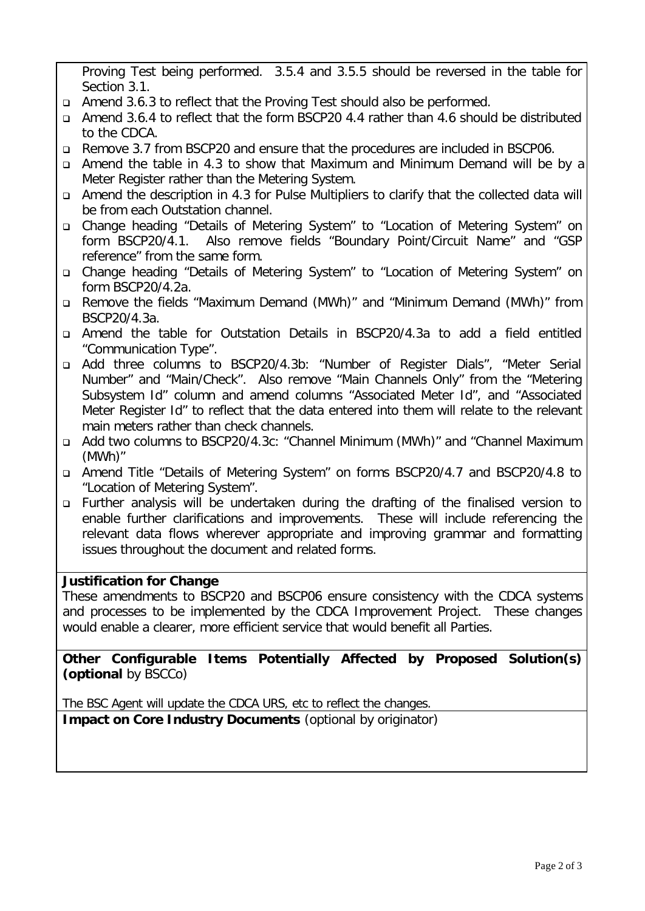Proving Test being performed. 3.5.4 and 3.5.5 should be reversed in the table for Section 3.1.

- Amend 3.6.3 to reflect that the Proving Test should also be performed.
- Amend 3.6.4 to reflect that the form BSCP20 4.4 rather than 4.6 should be distributed to the CDCA.
- Remove 3.7 from BSCP20 and ensure that the procedures are included in BSCP06.
- Amend the table in 4.3 to show that Maximum and Minimum Demand will be by a Meter Register rather than the Metering System.
- Amend the description in 4.3 for Pulse Multipliers to clarify that the collected data will be from each Outstation channel.
- Change heading "Details of Metering System" to "Location of Metering System" on form BSCP20/4.1. Also remove fields "Boundary Point/Circuit Name" and "GSP reference" from the same form.
- Change heading "Details of Metering System" to "Location of Metering System" on form BSCP20/4.2a.
- Remove the fields "Maximum Demand (MWh)" and "Minimum Demand (MWh)" from BSCP20/4.3a.
- Amend the table for Outstation Details in BSCP20/4.3a to add a field entitled "Communication Type".
- Add three columns to BSCP20/4.3b: "Number of Register Dials", "Meter Serial Number" and "Main/Check". Also remove "Main Channels Only" from the "Metering Subsystem Id" column and amend columns "Associated Meter Id", and "Associated Meter Register Id" to reflect that the data entered into them will relate to the relevant main meters rather than check channels.
- Add two columns to BSCP20/4.3c: "Channel Minimum (MWh)" and "Channel Maximum (MWh)"
- Amend Title "Details of Metering System" on forms BSCP20/4.7 and BSCP20/4.8 to "Location of Metering System".
- Further analysis will be undertaken during the drafting of the finalised version to enable further clarifications and improvements. These will include referencing the relevant data flows wherever appropriate and improving grammar and formatting issues throughout the document and related forms.

**Justification for Change**

These amendments to BSCP20 and BSCP06 ensure consistency with the CDCA systems and processes to be implemented by the CDCA Improvement Project. These changes would enable a clearer, more efficient service that would benefit all Parties.

**Other Configurable Items Potentially Affected by Proposed Solution(s) (optional** by BSCCo)

The BSC Agent will update the CDCA URS, etc to reflect the changes.

**Impact on Core Industry Documents** (optional by originator)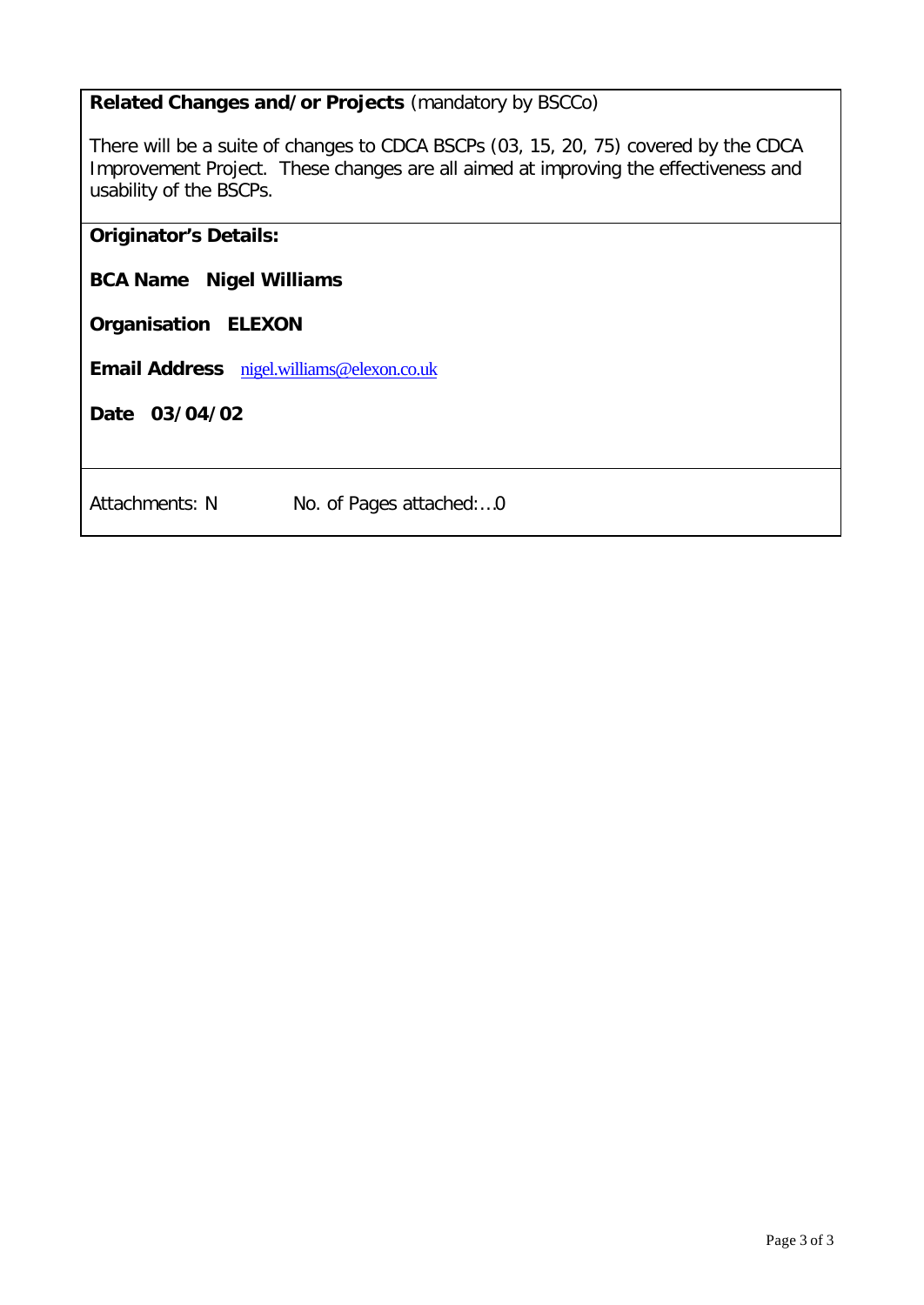**Related Changes and/or Projects** (mandatory by BSCCo)

There will be a suite of changes to CDCA BSCPs (03, 15, 20, 75) covered by the CDCA Improvement Project. These changes are all aimed at improving the effectiveness and usability of the BSCPs.

**Originator's Details:**

**BCA Name Nigel Williams**

**Organisation ELEXON**

**Email Address** nigel.williams@elexon.co.uk

**Date 03/04/02**

Attachments: N        No. of Pages attached:…0